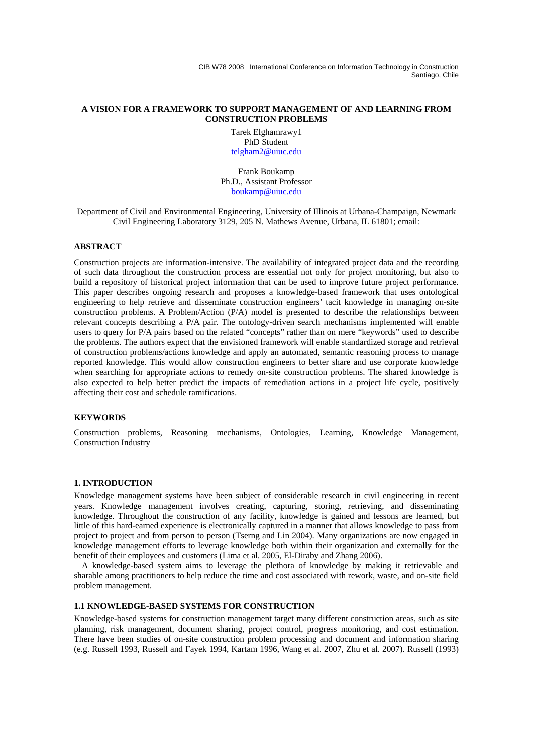# A VISION FOR A FRAMEWORK TO SUPPORT MANAGEMENT OF AND LEARNING FROM CONSTRUCTION PROBLEMS

Tarek Elghamrawy1
PhD Student
telgham2@uiuc.edu

Frank Boukamp
Ph.D., Assistant Professor
boukamp@uiuc.edu

Department of Civil and Environmental Engineering, University of Illinois at Urbana-Champaign, Newmark Civil Engineering Laboratory 3129, 205 N. Mathews Avenue, Urbana, IL 61801; email:

## ABSTRACT

Construction projects are information-intensive. The availability of integrated project data and the recording of such data throughout the construction process are essential not only for project monitoring, but also to build a repository of historical project information that can be used to improve future project performance. This paper describes ongoing research and proposes a knowledge-based framework that uses ontological engineering to help retrieve and disseminate construction engineers' tacit knowledge in managing on-site construction problems. A Problem/Action (P/A) model is presented to describe the relationships between relevant concepts describing a P/A pair. The ontology-driven search mechanisms implemented will enable users to query for P/A pairs based on the related "concepts" rather than on mere "keywords" used to describe the problems. The authors expect that the envisioned framework will enable standardized storage and retrieval of construction problems/actions knowledge and apply an automated, semantic reasoning process to manage reported knowledge. This would allow construction engineers to better share and use corporate knowledge when searching for appropriate actions to remedy on-site construction problems. The shared knowledge is also expected to help better predict the impacts of remediation actions in a project life cycle, positively affecting their cost and schedule ramifications.

## KEYWORDS

Construction problems, Reasoning mechanisms, Ontologies, Learning, Knowledge Management, Construction Industry

## 1. INTRODUCTION

Knowledge management systems have been subject of considerable research in civil engineering in recent years. Knowledge management involves creating, capturing, storing, retrieving, and disseminating knowledge. Throughout the construction of any facility, knowledge is gained and lessons are learned, but little of this hard-earned experience is electronically captured in a manner that allows knowledge to pass from project to project and from person to person (Tserng and Lin 2004). Many organizations are now engaged in knowledge management efforts to leverage knowledge both within their organization and externally for the benefit of their employees and customers (Lima et al. 2005, El-Diraby and Zhang 2006).

A knowledge-based system aims to leverage the plethora of knowledge by making it retrievable and sharable among practitioners to help reduce the time and cost associated with rework, waste, and on-site field problem management.

### 1.1 KNOWLEDGE-BASED SYSTEMS FOR CONSTRUCTION

Knowledge-based systems for construction management target many different construction areas, such as site planning, risk management, document sharing, project control, progress monitoring, and cost estimation. There have been studies of on-site construction problem processing and document and information sharing (e.g. Russell 1993, Russell and Fayek 1994, Kartam 1996, Wang et al. 2007, Zhu et al. 2007). Russell (1993)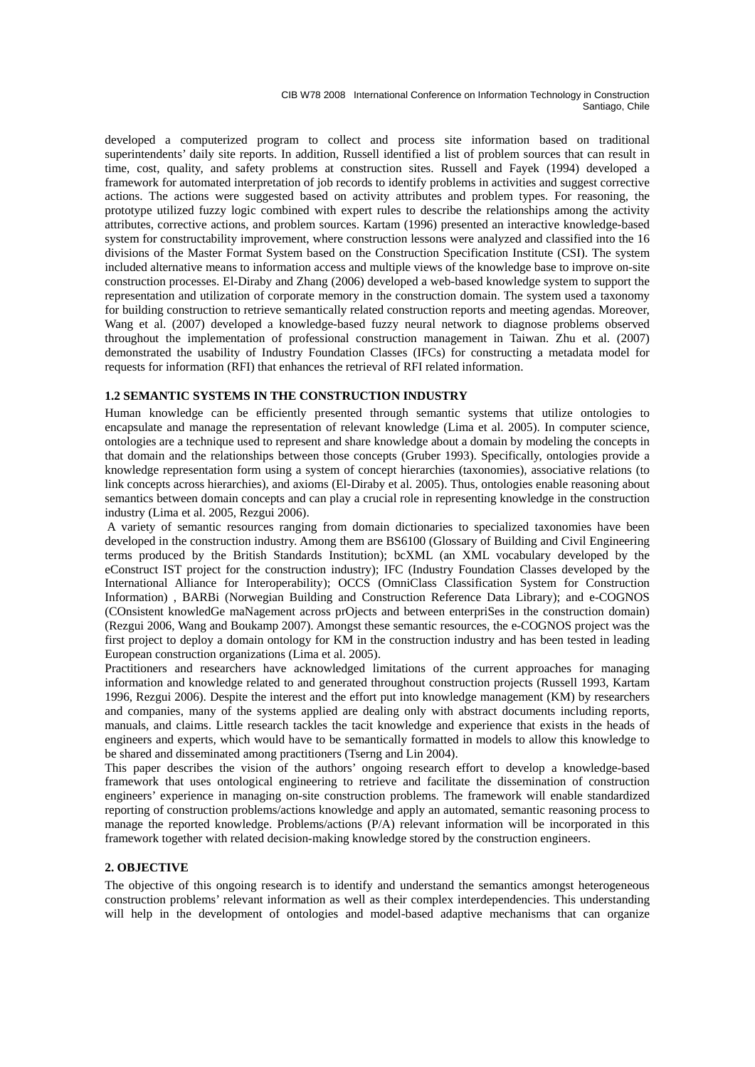developed a computerized program to collect and process site information based on traditional superintendents' daily site reports. In addition, Russell identified a list of problem sources that can result in time, cost, quality, and safety problems at construction sites. Russell and Fayek (1994) developed a framework for automated interpretation of job records to identify problems in activities and suggest corrective actions. The actions were suggested based on activity attributes and problem types. For reasoning, the prototype utilized fuzzy logic combined with expert rules to describe the relationships among the activity attributes, corrective actions, and problem sources. Kartam (1996) presented an interactive knowledge-based system for constructability improvement, where construction lessons were analyzed and classified into the 16 divisions of the Master Format System based on the Construction Specification Institute (CSI). The system included alternative means to information access and multiple views of the knowledge base to improve on-site construction processes. El-Diraby and Zhang (2006) developed a web-based knowledge system to support the representation and utilization of corporate memory in the construction domain. The system used a taxonomy for building construction to retrieve semantically related construction reports and meeting agendas. Moreover, Wang et al. (2007) developed a knowledge-based fuzzy neural network to diagnose problems observed throughout the implementation of professional construction management in Taiwan. Zhu et al. (2007) demonstrated the usability of Industry Foundation Classes (IFCs) for constructing a metadata model for requests for information (RFI) that enhances the retrieval of RFI related information.

### 1.2 SEMANTIC SYSTEMS IN THE CONSTRUCTION INDUSTRY

Human knowledge can be efficiently presented through semantic systems that utilize ontologies to encapsulate and manage the representation of relevant knowledge (Lima et al. 2005). In computer science, ontologies are a technique used to represent and share knowledge about a domain by modeling the concepts in that domain and the relationships between those concepts (Gruber 1993). Specifically, ontologies provide a knowledge representation form using a system of concept hierarchies (taxonomies), associative relations (to link concepts across hierarchies), and axioms (El-Diraby et al. 2005). Thus, ontologies enable reasoning about semantics between domain concepts and can play a crucial role in representing knowledge in the construction industry (Lima et al. 2005, Rezgui 2006).

A variety of semantic resources ranging from domain dictionaries to specialized taxonomies have been developed in the construction industry. Among them are BS6100 (Glossary of Building and Civil Engineering terms produced by the British Standards Institution); bcXML (an XML vocabulary developed by the eConstruct IST project for the construction industry); IFC (Industry Foundation Classes developed by the International Alliance for Interoperability); OCCS (OmniClass Classification System for Construction Information) , BARBi (Norwegian Building and Construction Reference Data Library); and e-COGNOS (COnsistent knowledGe maNagement across prOjects and between enterpriSes in the construction domain) (Rezgui 2006, Wang and Boukamp 2007). Amongst these semantic resources, the e-COGNOS project was the first project to deploy a domain ontology for KM in the construction industry and has been tested in leading European construction organizations (Lima et al. 2005).

Practitioners and researchers have acknowledged limitations of the current approaches for managing information and knowledge related to and generated throughout construction projects (Russell 1993, Kartam 1996, Rezgui 2006). Despite the interest and the effort put into knowledge management (KM) by researchers and companies, many of the systems applied are dealing only with abstract documents including reports, manuals, and claims. Little research tackles the tacit knowledge and experience that exists in the heads of engineers and experts, which would have to be semantically formatted in models to allow this knowledge to be shared and disseminated among practitioners (Tserng and Lin 2004).

This paper describes the vision of the authors' ongoing research effort to develop a knowledge-based framework that uses ontological engineering to retrieve and facilitate the dissemination of construction engineers' experience in managing on-site construction problems. The framework will enable standardized reporting of construction problems/actions knowledge and apply an automated, semantic reasoning process to manage the reported knowledge. Problems/actions (P/A) relevant information will be incorporated in this framework together with related decision-making knowledge stored by the construction engineers.

## 2. OBJECTIVE

The objective of this ongoing research is to identify and understand the semantics amongst heterogeneous construction problems' relevant information as well as their complex interdependencies. This understanding will help in the development of ontologies and model-based adaptive mechanisms that can organize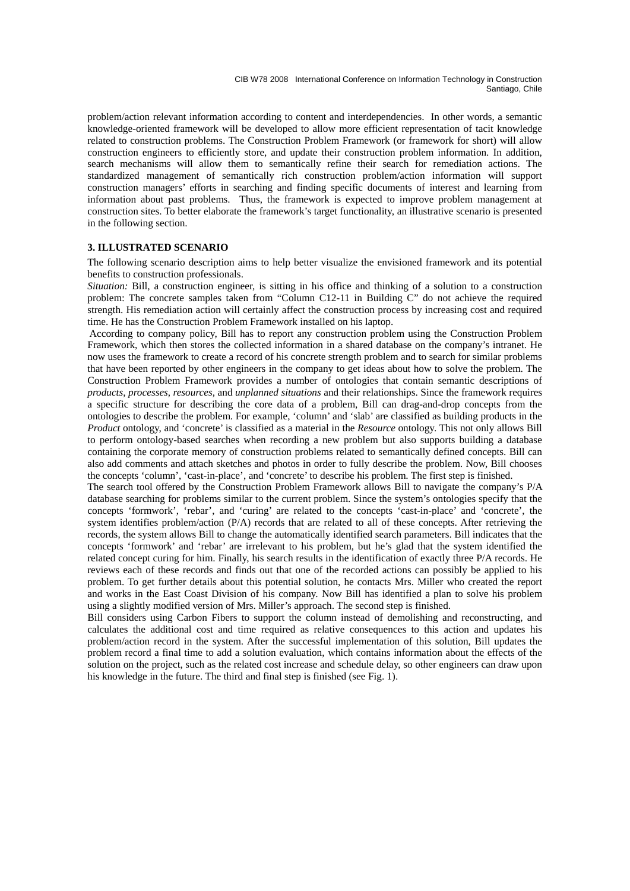problem/action relevant information according to content and interdependencies. In other words, a semantic knowledge-oriented framework will be developed to allow more efficient representation of tacit knowledge related to construction problems. The Construction Problem Framework (or framework for short) will allow construction engineers to efficiently store, and update their construction problem information. In addition, search mechanisms will allow them to semantically refine their search for remediation actions. The standardized management of semantically rich construction problem/action information will support construction managers' efforts in searching and finding specific documents of interest and learning from information about past problems. Thus, the framework is expected to improve problem management at construction sites. To better elaborate the framework's target functionality, an illustrative scenario is presented in the following section.

### 3. ILLUSTRATED SCENARIO

The following scenario description aims to help better visualize the envisioned framework and its potential benefits to construction professionals.

*Situation:* Bill, a construction engineer, is sitting in his office and thinking of a solution to a construction problem: The concrete samples taken from "Column C12-11 in Building C" do not achieve the required strength. His remediation action will certainly affect the construction process by increasing cost and required time. He has the Construction Problem Framework installed on his laptop.

According to company policy, Bill has to report any construction problem using the Construction Problem Framework, which then stores the collected information in a shared database on the company's intranet. He now uses the framework to create a record of his concrete strength problem and to search for similar problems that have been reported by other engineers in the company to get ideas about how to solve the problem. The Construction Problem Framework provides a number of ontologies that contain semantic descriptions of *products*, *processes*, *resources*, and *unplanned situations* and their relationships. Since the framework requires a specific structure for describing the core data of a problem, Bill can drag-and-drop concepts from the ontologies to describe the problem. For example, 'column' and 'slab' are classified as building products in the *Product* ontology, and 'concrete' is classified as a material in the *Resource* ontology. This not only allows Bill to perform ontology-based searches when recording a new problem but also supports building a database containing the corporate memory of construction problems related to semantically defined concepts. Bill can also add comments and attach sketches and photos in order to fully describe the problem. Now, Bill chooses the concepts 'column', 'cast-in-place', and 'concrete' to describe his problem. The first step is finished.

The search tool offered by the Construction Problem Framework allows Bill to navigate the company's P/A database searching for problems similar to the current problem. Since the system's ontologies specify that the concepts 'formwork', 'rebar', and 'curing' are related to the concepts 'cast-in-place' and 'concrete', the system identifies problem/action (P/A) records that are related to all of these concepts. After retrieving the records, the system allows Bill to change the automatically identified search parameters. Bill indicates that the concepts 'formwork' and 'rebar' are irrelevant to his problem, but he's glad that the system identified the related concept curing for him. Finally, his search results in the identification of exactly three P/A records. He reviews each of these records and finds out that one of the recorded actions can possibly be applied to his problem. To get further details about this potential solution, he contacts Mrs. Miller who created the report and works in the East Coast Division of his company. Now Bill has identified a plan to solve his problem using a slightly modified version of Mrs. Miller's approach. The second step is finished.

Bill considers using Carbon Fibers to support the column instead of demolishing and reconstructing, and calculates the additional cost and time required as relative consequences to this action and updates his problem/action record in the system. After the successful implementation of this solution, Bill updates the problem record a final time to add a solution evaluation, which contains information about the effects of the solution on the project, such as the related cost increase and schedule delay, so other engineers can draw upon his knowledge in the future. The third and final step is finished (see Fig. 1).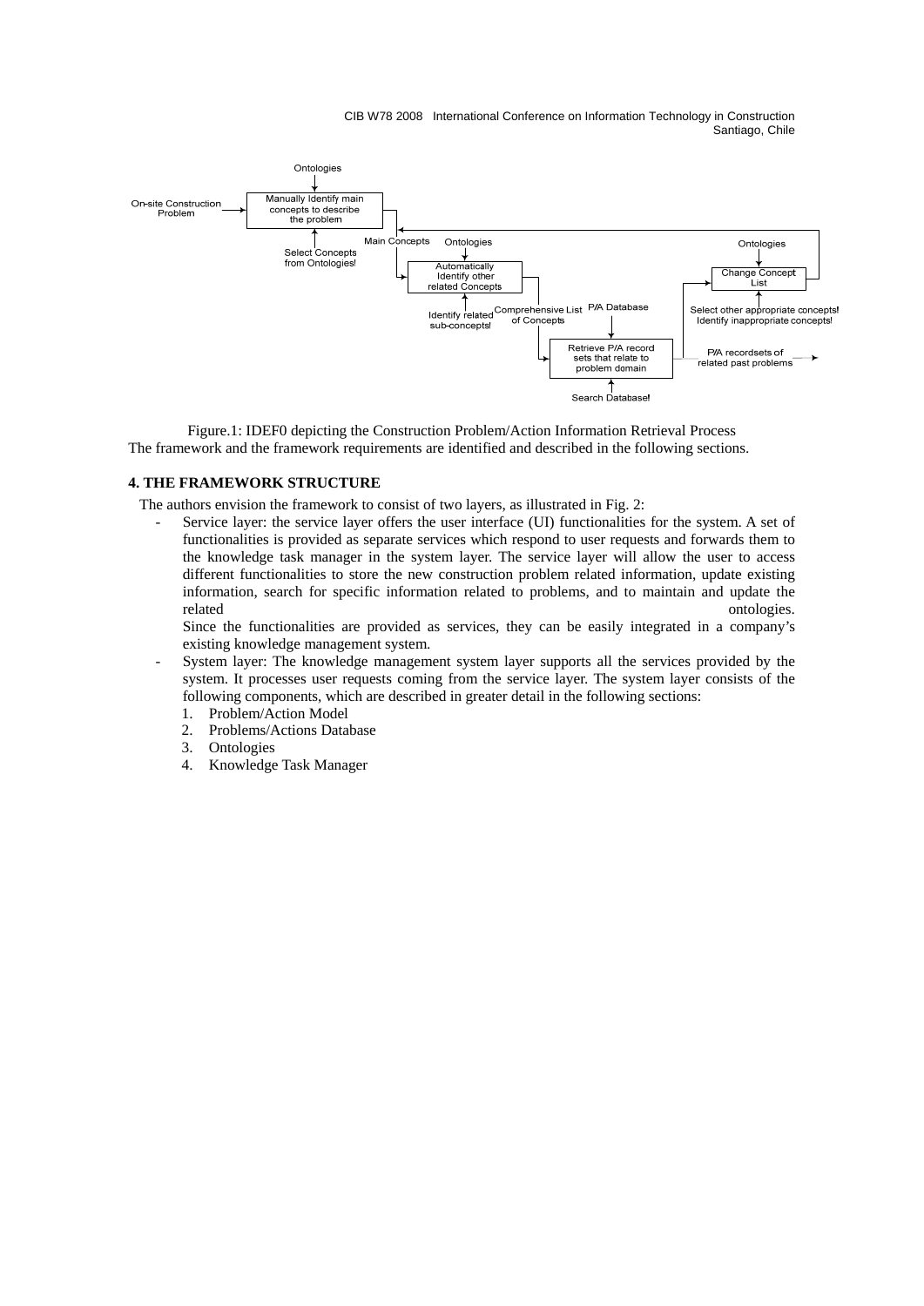Ontologies

On-site Construction Problem

Manually Identify main concepts to describe the problem

Select Concepts from Ontologies!

Main Concepts

Ontologies

Automatically Identify other related Concepts

Identify related sub-concepts!

Comprehensive List of Concepts

P/A Database

Retrieve P/A record sets that relate to problem domain

Search Database!

P/A recordsets of related past problems

Ontologies

Change Concept List

Select other appropriate concepts! Identify inappropriate concepts!

Figure.1: IDEF0 depicting the Construction Problem/Action Information Retrieval Process

The framework and the framework requirements are identified and described in the following sections.

**4. THE FRAMEWORK STRUCTURE**

The authors envision the framework to consist of two layers, as illustrated in Fig. 2:

- Service layer: the service layer offers the user interface (UI) functionalities for the system. A set of functionalities is provided as separate services which respond to user requests and forwards them to the knowledge task manager in the system layer. The service layer will allow the user to access different functionalities to store the new construction problem related information, update existing information, search for specific information related to problems, and to maintain and update the related ontologies.

  Since the functionalities are provided as services, they can be easily integrated in a company's existing knowledge management system.
- System layer: The knowledge management system layer supports all the services provided by the system. It processes user requests coming from the service layer. The system layer consists of the following components, which are described in greater detail in the following sections:
  1. Problem/Action Model
  2. Problems/Actions Database
  3. Ontologies
  4. Knowledge Task Manager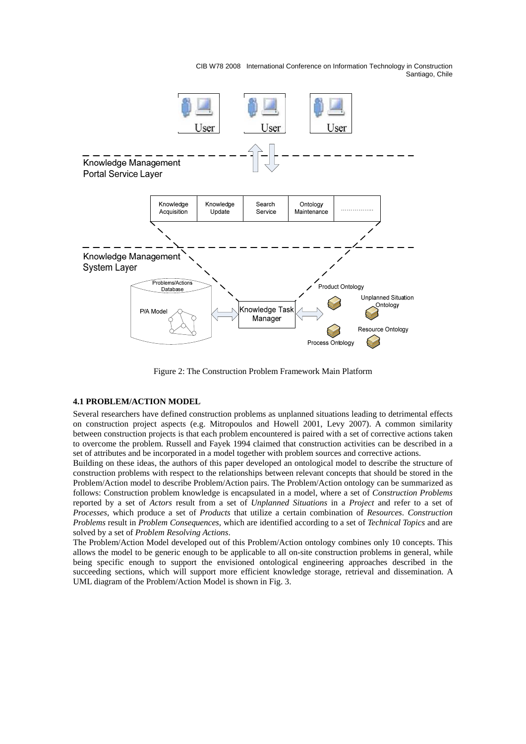Figure 2: The Construction Problem Framework Main Platform

### 4.1 PROBLEM/ACTION MODEL

Several researchers have defined construction problems as unplanned situations leading to detrimental effects on construction project aspects (e.g. Mitropoulos and Howell 2001, Levy 2007). A common similarity between construction projects is that each problem encountered is paired with a set of corrective actions taken to overcome the problem. Russell and Fayek 1994 claimed that construction activities can be described in a set of attributes and be incorporated in a model together with problem sources and corrective actions.

Building on these ideas, the authors of this paper developed an ontological model to describe the structure of construction problems with respect to the relationships between relevant concepts that should be stored in the Problem/Action model to describe Problem/Action pairs. The Problem/Action ontology can be summarized as follows: Construction problem knowledge is encapsulated in a model, where a set of *Construction Problems* reported by a set of *Actors* result from a set of *Unplanned Situations* in a *Project* and refer to a set of *Processes*, which produce a set of *Products* that utilize a certain combination of *Resources*. *Construction Problems* result in *Problem Consequences*, which are identified according to a set of *Technical Topics* and are solved by a set of *Problem Resolving Actions*.

The Problem/Action Model developed out of this Problem/Action ontology combines only 10 concepts. This allows the model to be generic enough to be applicable to all on-site construction problems in general, while being specific enough to support the envisioned ontological engineering approaches described in the succeeding sections, which will support more efficient knowledge storage, retrieval and dissemination. A UML diagram of the Problem/Action Model is shown in Fig. 3.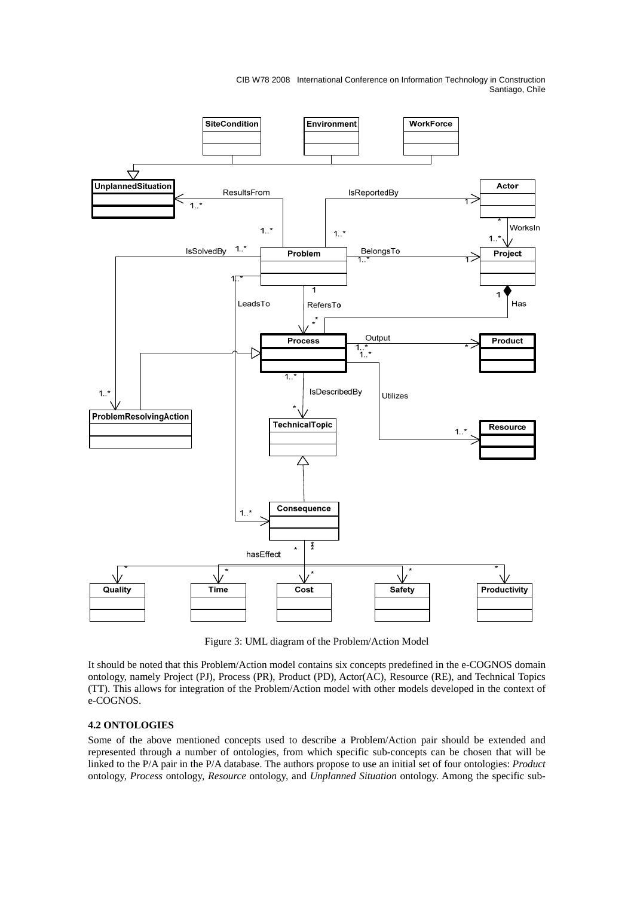Figure 3: UML diagram of the Problem/Action Model

It should be noted that this Problem/Action model contains six concepts predefined in the e-COGNOS domain ontology, namely Project (PJ), Process (PR), Product (PD), Actor(AC), Resource (RE), and Technical Topics (TT). This allows for integration of the Problem/Action model with other models developed in the context of e-COGNOS.

### 4.2 ONTOLOGIES

Some of the above mentioned concepts used to describe a Problem/Action pair should be extended and represented through a number of ontologies, from which specific sub-concepts can be chosen that will be linked to the P/A pair in the P/A database. The authors propose to use an initial set of four ontologies: *Product* ontology, *Process* ontology, *Resource* ontology, and *Unplanned Situation* ontology. Among the specific sub-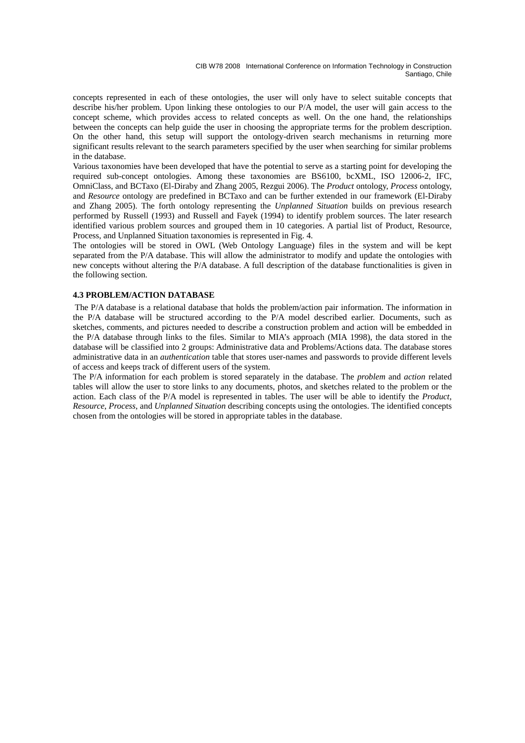concepts represented in each of these ontologies, the user will only have to select suitable concepts that describe his/her problem. Upon linking these ontologies to our P/A model, the user will gain access to the concept scheme, which provides access to related concepts as well. On the one hand, the relationships between the concepts can help guide the user in choosing the appropriate terms for the problem description. On the other hand, this setup will support the ontology-driven search mechanisms in returning more significant results relevant to the search parameters specified by the user when searching for similar problems in the database.

Various taxonomies have been developed that have the potential to serve as a starting point for developing the required sub-concept ontologies. Among these taxonomies are BS6100, bcXML, ISO 12006-2, IFC, OmniClass, and BCTaxo (El-Diraby and Zhang 2005, Rezgui 2006). The *Product* ontology, *Process* ontology, and *Resource* ontology are predefined in BCTaxo and can be further extended in our framework (El-Diraby and Zhang 2005). The forth ontology representing the *Unplanned Situation* builds on previous research performed by Russell (1993) and Russell and Fayek (1994) to identify problem sources. The later research identified various problem sources and grouped them in 10 categories. A partial list of Product, Resource, Process, and Unplanned Situation taxonomies is represented in Fig. 4.

The ontologies will be stored in OWL (Web Ontology Language) files in the system and will be kept separated from the P/A database. This will allow the administrator to modify and update the ontologies with new concepts without altering the P/A database. A full description of the database functionalities is given in the following section.

### 4.3 PROBLEM/ACTION DATABASE

The P/A database is a relational database that holds the problem/action pair information. The information in the P/A database will be structured according to the P/A model described earlier. Documents, such as sketches, comments, and pictures needed to describe a construction problem and action will be embedded in the P/A database through links to the files. Similar to MIA's approach (MIA 1998), the data stored in the database will be classified into 2 groups: Administrative data and Problems/Actions data. The database stores administrative data in an *authentication* table that stores user-names and passwords to provide different levels of access and keeps track of different users of the system.

The P/A information for each problem is stored separately in the database. The *problem* and *action* related tables will allow the user to store links to any documents, photos, and sketches related to the problem or the action. Each class of the P/A model is represented in tables. The user will be able to identify the *Product*, *Resource*, *Process*, and *Unplanned Situation* describing concepts using the ontologies. The identified concepts chosen from the ontologies will be stored in appropriate tables in the database.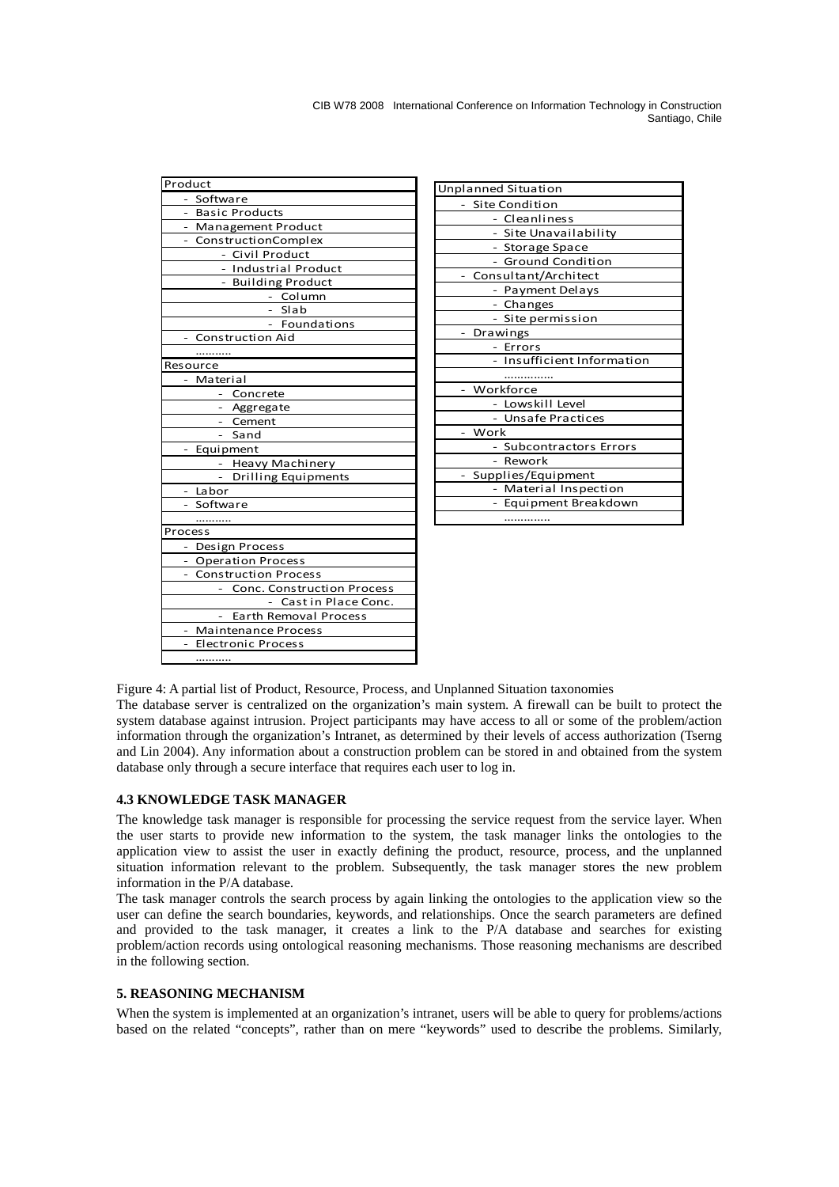| Product |
|---|
| - Software |
| - Basic Products |
| - Management Product |
| - ConstructionComplex |
| - Civil Product |
| - Industrial Product |
| - Building Product |
| - Column |
| - Slab |
| - Foundations |
| - Construction Aid |
| ……….. |
| Resource |
| - Material |
| - Concrete |
| - Aggregate |
| - Cement |
| - Sand |
| - Equipment |
| - Heavy Machinery |
| - Drilling Equipments |
| - Labor |
| - Software |
| ……….. |
| Process |
| - Design Process |
| - Operation Process |
| - Construction Process |
| - Conc. Construction Process |
| - Cast in Place Conc. |
| - Earth Removal Process |
| - Maintenance Process |
| - Electronic Process |
| ……….. |

| Unplanned Situation |
|---|
| - Site Condition |
| - Cleanliness |
| - Site Unavailability |
| - Storage Space |
| - Ground Condition |
| - Consultant/Architect |
| - Payment Delays |
| - Changes |
| - Site permission |
| - Drawings |
| - Errors |
| - Insufficient Information |
| …………… |
| - Workforce |
| - Lowskill Level |
| - Unsafe Practices |
| - Work |
| - Subcontractors Errors |
| - Rework |
| - Supplies/Equipment |
| - Material Inspection |
| - Equipment Breakdown |
| ………….. |

Figure 4: A partial list of Product, Resource, Process, and Unplanned Situation taxonomies

The database server is centralized on the organization's main system. A firewall can be built to protect the system database against intrusion. Project participants may have access to all or some of the problem/action information through the organization's Intranet, as determined by their levels of access authorization (Tserng and Lin 2004). Any information about a construction problem can be stored in and obtained from the system database only through a secure interface that requires each user to log in.

### 4.3 KNOWLEDGE TASK MANAGER

The knowledge task manager is responsible for processing the service request from the service layer. When the user starts to provide new information to the system, the task manager links the ontologies to the application view to assist the user in exactly defining the product, resource, process, and the unplanned situation information relevant to the problem. Subsequently, the task manager stores the new problem information in the P/A database.

The task manager controls the search process by again linking the ontologies to the application view so the user can define the search boundaries, keywords, and relationships. Once the search parameters are defined and provided to the task manager, it creates a link to the P/A database and searches for existing problem/action records using ontological reasoning mechanisms. Those reasoning mechanisms are described in the following section.

## 5. REASONING MECHANISM

When the system is implemented at an organization's intranet, users will be able to query for problems/actions based on the related "concepts", rather than on mere "keywords" used to describe the problems. Similarly,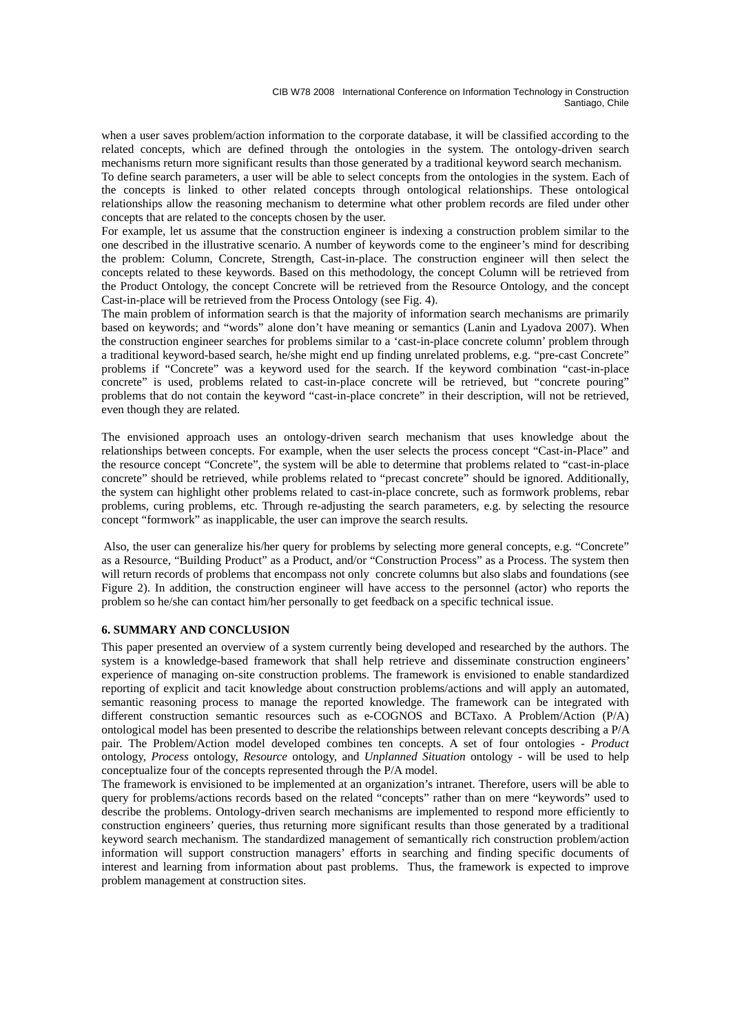when a user saves problem/action information to the corporate database, it will be classified according to the related concepts, which are defined through the ontologies in the system. The ontology-driven search mechanisms return more significant results than those generated by a traditional keyword search mechanism.

To define search parameters, a user will be able to select concepts from the ontologies in the system. Each of the concepts is linked to other related concepts through ontological relationships. These ontological relationships allow the reasoning mechanism to determine what other problem records are filed under other concepts that are related to the concepts chosen by the user.

For example, let us assume that the construction engineer is indexing a construction problem similar to the one described in the illustrative scenario. A number of keywords come to the engineer's mind for describing the problem: Column, Concrete, Strength, Cast-in-place. The construction engineer will then select the concepts related to these keywords. Based on this methodology, the concept Column will be retrieved from the Product Ontology, the concept Concrete will be retrieved from the Resource Ontology, and the concept Cast-in-place will be retrieved from the Process Ontology (see Fig. 4).

The main problem of information search is that the majority of information search mechanisms are primarily based on keywords; and "words" alone don't have meaning or semantics (Lanin and Lyadova 2007). When the construction engineer searches for problems similar to a 'cast-in-place concrete column' problem through a traditional keyword-based search, he/she might end up finding unrelated problems, e.g. "pre-cast Concrete" problems if "Concrete" was a keyword used for the search. If the keyword combination "cast-in-place concrete" is used, problems related to cast-in-place concrete will be retrieved, but "concrete pouring" problems that do not contain the keyword "cast-in-place concrete" in their description, will not be retrieved, even though they are related.

The envisioned approach uses an ontology-driven search mechanism that uses knowledge about the relationships between concepts. For example, when the user selects the process concept "Cast-in-Place" and the resource concept "Concrete", the system will be able to determine that problems related to "cast-in-place concrete" should be retrieved, while problems related to "precast concrete" should be ignored. Additionally, the system can highlight other problems related to cast-in-place concrete, such as formwork problems, rebar problems, curing problems, etc. Through re-adjusting the search parameters, e.g. by selecting the resource concept "formwork" as inapplicable, the user can improve the search results.

Also, the user can generalize his/her query for problems by selecting more general concepts, e.g. "Concrete" as a Resource, "Building Product" as a Product, and/or "Construction Process" as a Process. The system then will return records of problems that encompass not only concrete columns but also slabs and foundations (see Figure 2). In addition, the construction engineer will have access to the personnel (actor) who reports the problem so he/she can contact him/her personally to get feedback on a specific technical issue.

**6. SUMMARY AND CONCLUSION**

This paper presented an overview of a system currently being developed and researched by the authors. The system is a knowledge-based framework that shall help retrieve and disseminate construction engineers' experience of managing on-site construction problems. The framework is envisioned to enable standardized reporting of explicit and tacit knowledge about construction problems/actions and will apply an automated, semantic reasoning process to manage the reported knowledge. The framework can be integrated with different construction semantic resources such as e-COGNOS and BCTaxo. A Problem/Action (P/A) ontological model has been presented to describe the relationships between relevant concepts describing a P/A pair. The Problem/Action model developed combines ten concepts. A set of four ontologies - *Product* ontology, *Process* ontology, *Resource* ontology, and *Unplanned Situation* ontology - will be used to help conceptualize four of the concepts represented through the P/A model.

The framework is envisioned to be implemented at an organization's intranet. Therefore, users will be able to query for problems/actions records based on the related "concepts" rather than on mere "keywords" used to describe the problems. Ontology-driven search mechanisms are implemented to respond more efficiently to construction engineers' queries, thus returning more significant results than those generated by a traditional keyword search mechanism. The standardized management of semantically rich construction problem/action information will support construction managers' efforts in searching and finding specific documents of interest and learning from information about past problems. Thus, the framework is expected to improve problem management at construction sites.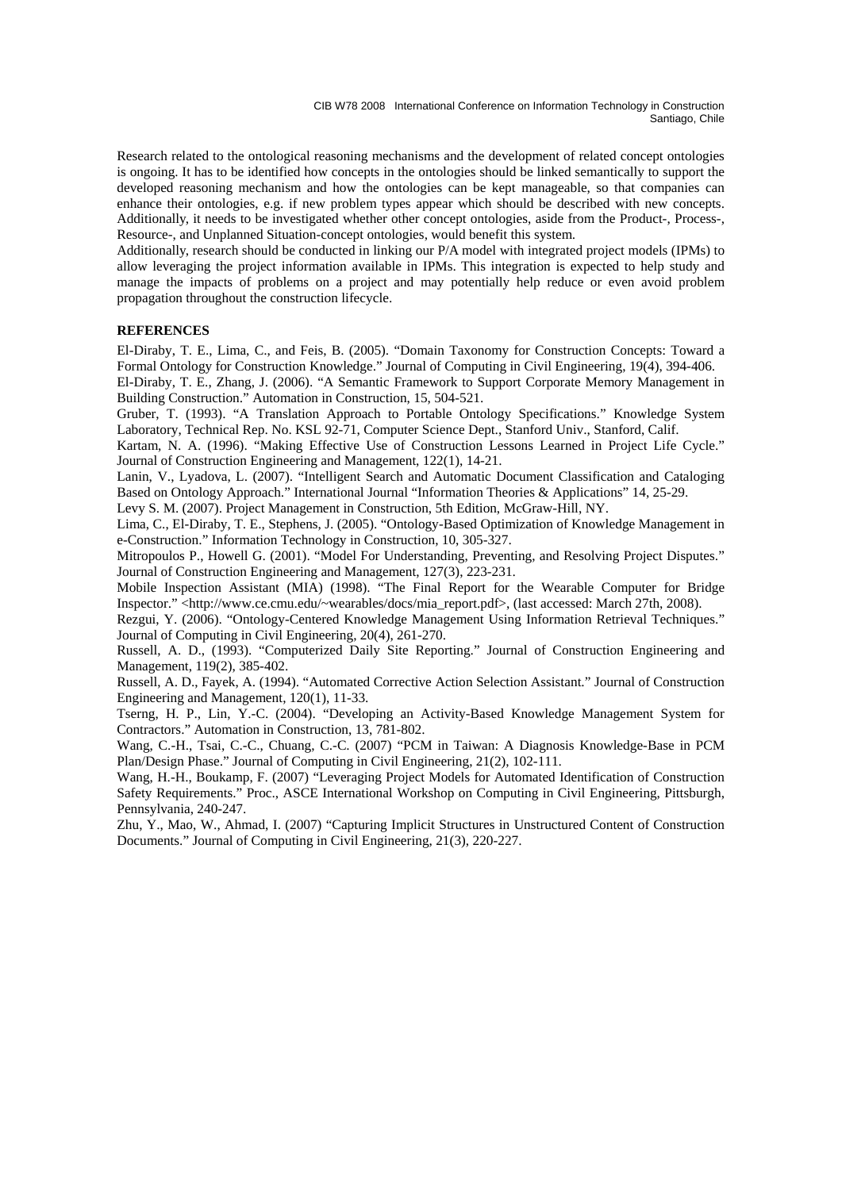Research related to the ontological reasoning mechanisms and the development of related concept ontologies is ongoing. It has to be identified how concepts in the ontologies should be linked semantically to support the developed reasoning mechanism and how the ontologies can be kept manageable, so that companies can enhance their ontologies, e.g. if new problem types appear which should be described with new concepts. Additionally, it needs to be investigated whether other concept ontologies, aside from the Product-, Process-, Resource-, and Unplanned Situation-concept ontologies, would benefit this system.

Additionally, research should be conducted in linking our P/A model with integrated project models (IPMs) to allow leveraging the project information available in IPMs. This integration is expected to help study and manage the impacts of problems on a project and may potentially help reduce or even avoid problem propagation throughout the construction lifecycle.

**REFERENCES**

El-Diraby, T. E., Lima, C., and Feis, B. (2005). "Domain Taxonomy for Construction Concepts: Toward a Formal Ontology for Construction Knowledge." Journal of Computing in Civil Engineering, 19(4), 394-406.

El-Diraby, T. E., Zhang, J. (2006). "A Semantic Framework to Support Corporate Memory Management in Building Construction." Automation in Construction, 15, 504-521.

Gruber, T. (1993). "A Translation Approach to Portable Ontology Specifications." Knowledge System Laboratory, Technical Rep. No. KSL 92-71, Computer Science Dept., Stanford Univ., Stanford, Calif.

Kartam, N. A. (1996). "Making Effective Use of Construction Lessons Learned in Project Life Cycle." Journal of Construction Engineering and Management, 122(1), 14-21.

Lanin, V., Lyadova, L. (2007). "Intelligent Search and Automatic Document Classification and Cataloging Based on Ontology Approach." International Journal "Information Theories & Applications" 14, 25-29.

Levy S. M. (2007). Project Management in Construction, 5th Edition, McGraw-Hill, NY.

Lima, C., El-Diraby, T. E., Stephens, J. (2005). "Ontology-Based Optimization of Knowledge Management in e-Construction." Information Technology in Construction, 10, 305-327.

Mitropoulos P., Howell G. (2001). "Model For Understanding, Preventing, and Resolving Project Disputes." Journal of Construction Engineering and Management, 127(3), 223-231.

Mobile Inspection Assistant (MIA) (1998). "The Final Report for the Wearable Computer for Bridge Inspector." <http://www.ce.cmu.edu/~wearables/docs/mia_report.pdf>, (last accessed: March 27th, 2008).

Rezgui, Y. (2006). "Ontology-Centered Knowledge Management Using Information Retrieval Techniques." Journal of Computing in Civil Engineering, 20(4), 261-270.

Russell, A. D., (1993). "Computerized Daily Site Reporting." Journal of Construction Engineering and Management, 119(2), 385-402.

Russell, A. D., Fayek, A. (1994). "Automated Corrective Action Selection Assistant." Journal of Construction Engineering and Management, 120(1), 11-33.

Tserng, H. P., Lin, Y.-C. (2004). "Developing an Activity-Based Knowledge Management System for Contractors." Automation in Construction, 13, 781-802.

Wang, C.-H., Tsai, C.-C., Chuang, C.-C. (2007) "PCM in Taiwan: A Diagnosis Knowledge-Base in PCM Plan/Design Phase." Journal of Computing in Civil Engineering, 21(2), 102-111.

Wang, H.-H., Boukamp, F. (2007) "Leveraging Project Models for Automated Identification of Construction Safety Requirements." Proc., ASCE International Workshop on Computing in Civil Engineering, Pittsburgh, Pennsylvania, 240-247.

Zhu, Y., Mao, W., Ahmad, I. (2007) "Capturing Implicit Structures in Unstructured Content of Construction Documents." Journal of Computing in Civil Engineering, 21(3), 220-227.